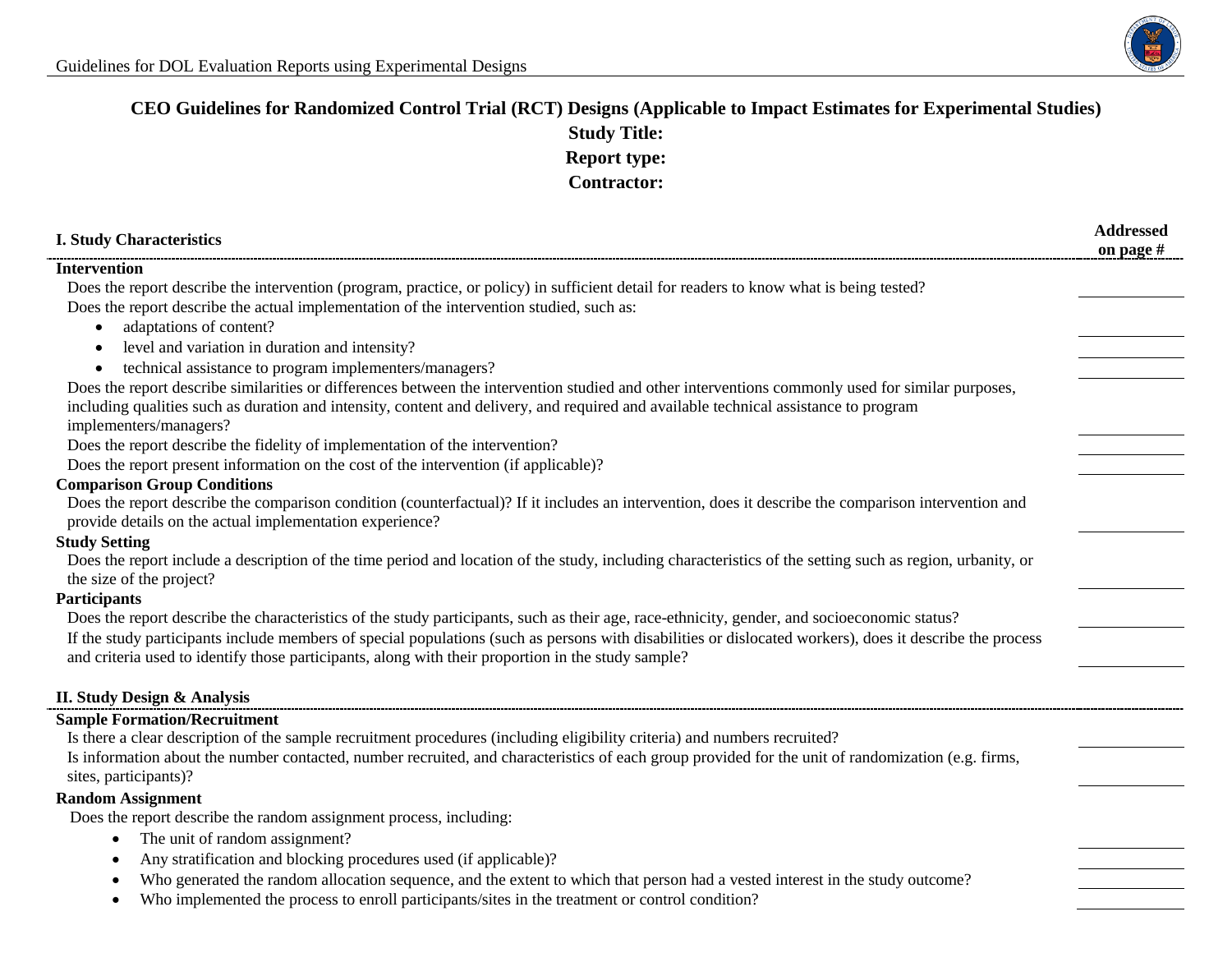## CEO Guidelines for Randomized Control Trial (RCT) Designs (Applicable to Impact Estimates for Experimental Studies)

**Study Title:**

**Report type:**

**Contractor:**

| I. Study Characteristics | Addressed on page # |
|---|---|
| **Intervention** | |
| Does the report describe the intervention (program, practice, or policy) in sufficient detail for readers to know what is being tested? | |
| Does the report describe the actual implementation of the intervention studied, such as: | |
| • adaptations of content? | |
| • level and variation in duration and intensity? | |
| • technical assistance to program implementers/managers? | |
| Does the report describe similarities or differences between the intervention studied and other interventions commonly used for similar purposes, including qualities such as duration and intensity, content and delivery, and required and available technical assistance to program implementers/managers? | |
| Does the report describe the fidelity of implementation of the intervention? | |
| Does the report present information on the cost of the intervention (if applicable)? | |
| **Comparison Group Conditions** | |
| Does the report describe the comparison condition (counterfactual)? If it includes an intervention, does it describe the comparison intervention and provide details on the actual implementation experience? | |
| **Study Setting** | |
| Does the report include a description of the time period and location of the study, including characteristics of the setting such as region, urbanity, or the size of the project? | |
| **Participants** | |
| Does the report describe the characteristics of the study participants, such as their age, race-ethnicity, gender, and socioeconomic status? | |
| If the study participants include members of special populations (such as persons with disabilities or dislocated workers), does it describe the process and criteria used to identify those participants, along with their proportion in the study sample? | |

| II. Study Design & Analysis | |
|---|---|
| **Sample Formation/Recruitment** | |
| Is there a clear description of the sample recruitment procedures (including eligibility criteria) and numbers recruited? | |
| Is information about the number contacted, number recruited, and characteristics of each group provided for the unit of randomization (e.g. firms, sites, participants)? | |
| **Random Assignment** | |
| Does the report describe the random assignment process, including: | |
| • The unit of random assignment? | |
| • Any stratification and blocking procedures used (if applicable)? | |
| • Who generated the random allocation sequence, and the extent to which that person had a vested interest in the study outcome? | |
| • Who implemented the process to enroll participants/sites in the treatment or control condition? | |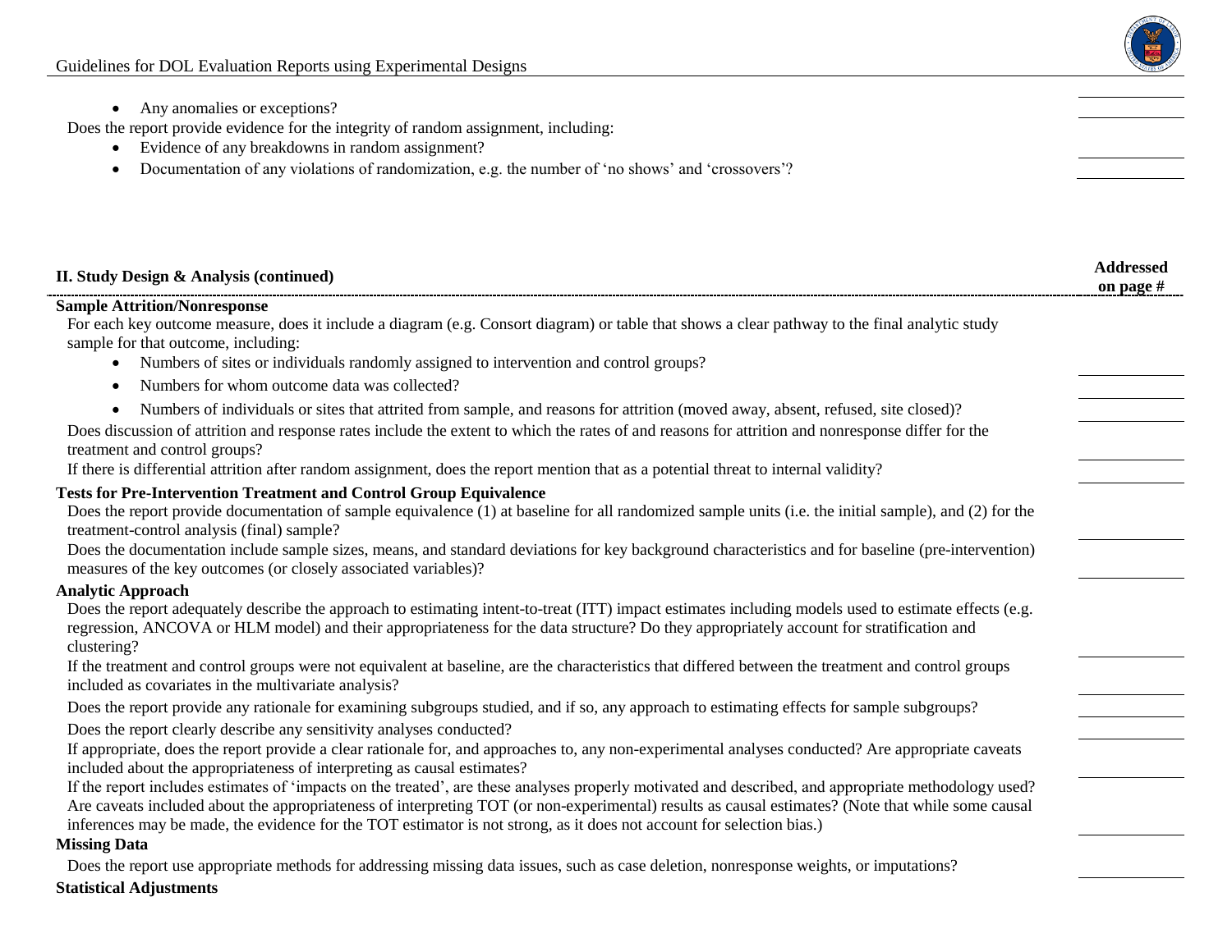- Any anomalies or exceptions?

Does the report provide evidence for the integrity of random assignment, including:

- Evidence of any breakdowns in random assignment?
- Documentation of any violations of randomization, e.g. the number of 'no shows' and 'crossovers'?

## II. Study Design & Analysis (continued)

**Addressed on page #**

### Sample Attrition/Nonresponse

For each key outcome measure, does it include a diagram (e.g. Consort diagram) or table that shows a clear pathway to the final analytic study sample for that outcome, including:

- Numbers of sites or individuals randomly assigned to intervention and control groups?
- Numbers for whom outcome data was collected?
- Numbers of individuals or sites that attrited from sample, and reasons for attrition (moved away, absent, refused, site closed)?

Does discussion of attrition and response rates include the extent to which the rates of and reasons for attrition and nonresponse differ for the treatment and control groups?

If there is differential attrition after random assignment, does the report mention that as a potential threat to internal validity?

### Tests for Pre-Intervention Treatment and Control Group Equivalence

Does the report provide documentation of sample equivalence (1) at baseline for all randomized sample units (i.e. the initial sample), and (2) for the treatment-control analysis (final) sample?

Does the documentation include sample sizes, means, and standard deviations for key background characteristics and for baseline (pre-intervention) measures of the key outcomes (or closely associated variables)?

### Analytic Approach

Does the report adequately describe the approach to estimating intent-to-treat (ITT) impact estimates including models used to estimate effects (e.g. regression, ANCOVA or HLM model) and their appropriateness for the data structure? Do they appropriately account for stratification and clustering?

If the treatment and control groups were not equivalent at baseline, are the characteristics that differed between the treatment and control groups included as covariates in the multivariate analysis?

Does the report provide any rationale for examining subgroups studied, and if so, any approach to estimating effects for sample subgroups?

Does the report clearly describe any sensitivity analyses conducted?

If appropriate, does the report provide a clear rationale for, and approaches to, any non-experimental analyses conducted? Are appropriate caveats included about the appropriateness of interpreting as causal estimates?

If the report includes estimates of 'impacts on the treated', are these analyses properly motivated and described, and appropriate methodology used? Are caveats included about the appropriateness of interpreting TOT (or non-experimental) results as causal estimates? (Note that while some causal inferences may be made, the evidence for the TOT estimator is not strong, as it does not account for selection bias.)

### Missing Data

Does the report use appropriate methods for addressing missing data issues, such as case deletion, nonresponse weights, or imputations?

### Statistical Adjustments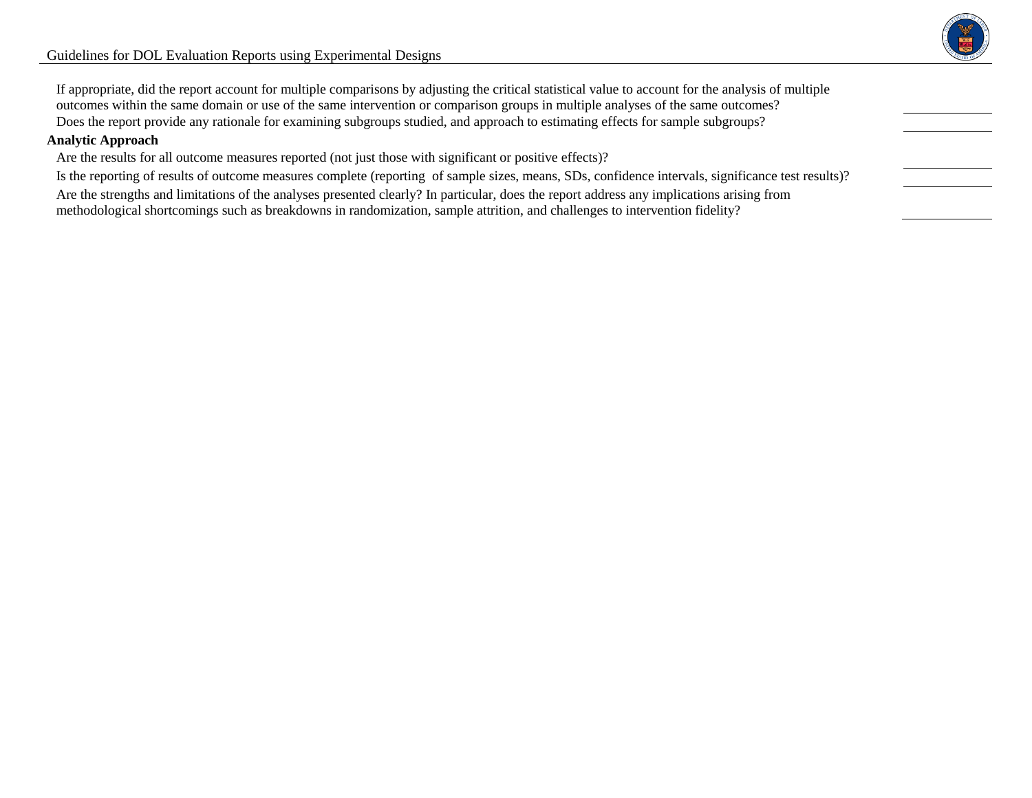If appropriate, did the report account for multiple comparisons by adjusting the critical statistical value to account for the analysis of multiple outcomes within the same domain or use of the same intervention or comparison groups in multiple analyses of the same outcomes? \_\_\_\_\_\_\_\_\_\_

Does the report provide any rationale for examining subgroups studied, and approach to estimating effects for sample subgroups? \_\_\_\_\_\_\_\_\_\_

**Analytic Approach**

Are the results for all outcome measures reported (not just those with significant or positive effects)? \_\_\_\_\_\_\_\_\_\_

Is the reporting of results of outcome measures complete (reporting of sample sizes, means, SDs, confidence intervals, significance test results)? \_\_\_\_\_\_\_\_\_\_

Are the strengths and limitations of the analyses presented clearly? In particular, does the report address any implications arising from methodological shortcomings such as breakdowns in randomization, sample attrition, and challenges to intervention fidelity? \_\_\_\_\_\_\_\_\_\_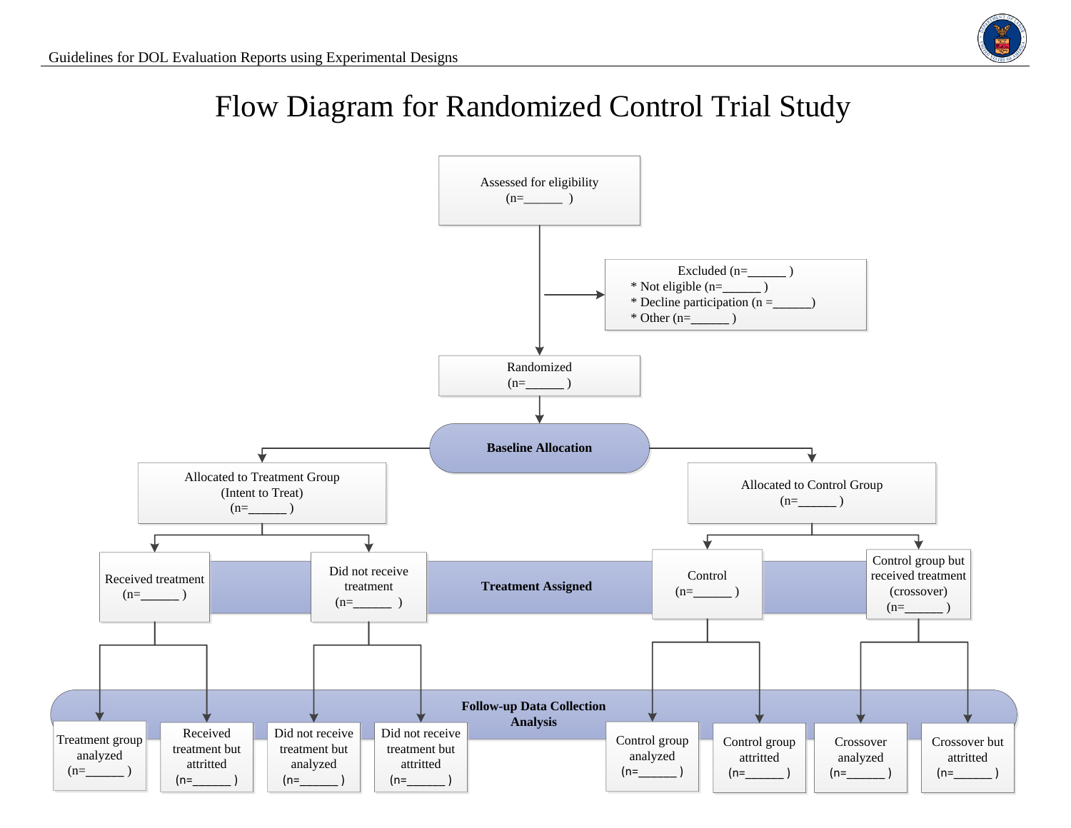# Flow Diagram for Randomized Control Trial Study

Assessed for eligibility
(n=______ )

Excluded (n=______ )
* Not eligible (n=______ )
* Decline participation (n =______)
* Other (n=______ )

Randomized
(n=______ )

**Baseline Allocation**

Allocated to Treatment Group
(Intent to Treat)
(n=______ )

Allocated to Control Group
(n=______ )

**Treatment Assigned**

Received treatment
(n=______ )

Did not receive treatment
(n=______ )

Control
(n=______ )

Control group but received treatment (crossover)
(n=______ )

**Follow-up Data Collection Analysis**

Treatment group analyzed
(n=______ )

Received treatment but attritted
(n=______ )

Did not receive treatment but analyzed
(n=______ )

Did not receive treatment but attritted
(n=______ )

Control group analyzed
(n=______ )

Control group attritted
(n=______ )

Crossover analyzed
(n=______ )

Crossover but attritted
(n=______ )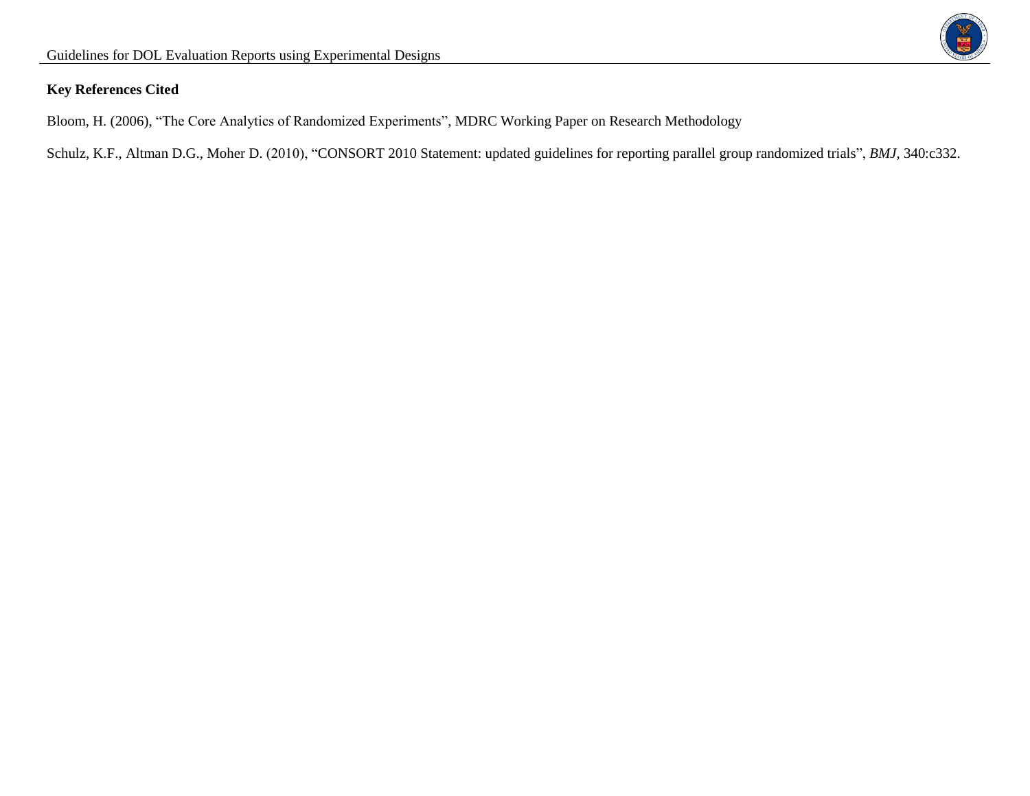**Key References Cited**

Bloom, H. (2006), "The Core Analytics of Randomized Experiments", MDRC Working Paper on Research Methodology

Schulz, K.F., Altman D.G., Moher D. (2010), "CONSORT 2010 Statement: updated guidelines for reporting parallel group randomized trials", *BMJ*, 340:c332.